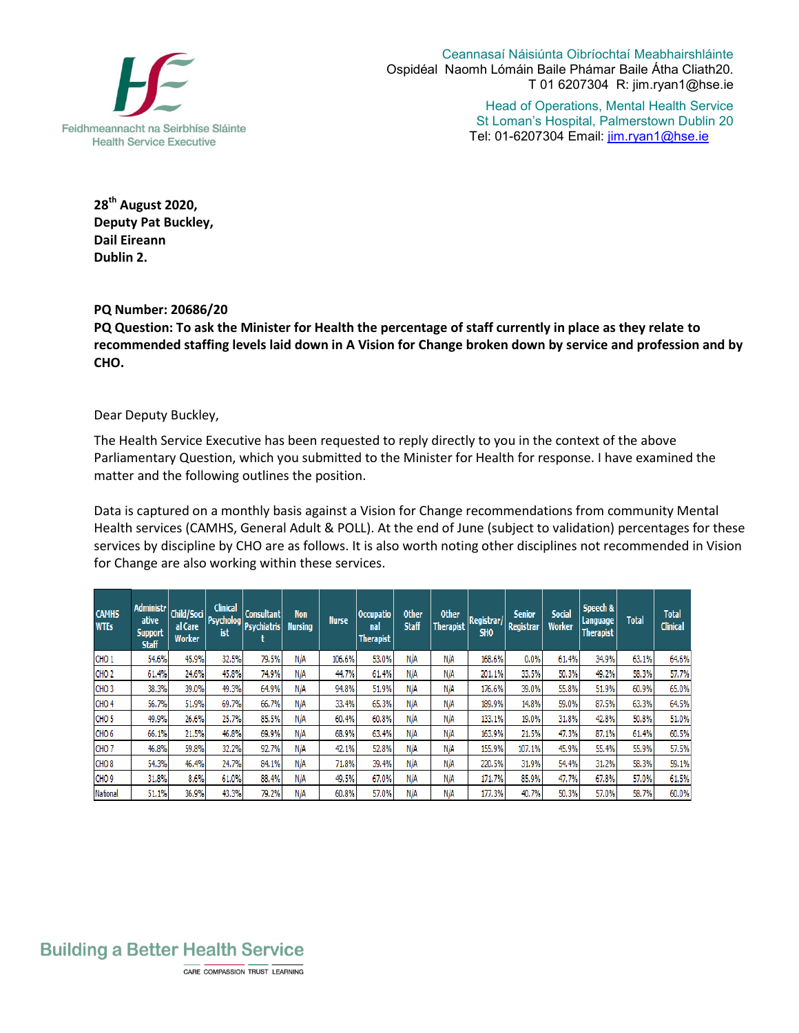Feidhmeannacht na Seirbhíse Sláinte
Health Service Executive

Ceannasaí Náisiúnta Oibríochtaí Meabhairshláinte
Ospidéal Naomh Lómáin Baile Phámar Baile Átha Cliath20.
T 01 6207304 R: jim.ryan1@hse.ie

Head of Operations, Mental Health Service
St Loman's Hospital, Palmerstown Dublin 20
Tel: 01-6207304 Email: jim.ryan1@hse.ie

**28th August 2020,**
**Deputy Pat Buckley,**
**Dail Eireann**
**Dublin 2.**

**PQ Number: 20686/20**
**PQ Question: To ask the Minister for Health the percentage of staff currently in place as they relate to recommended staffing levels laid down in A Vision for Change broken down by service and profession and by CHO.**

Dear Deputy Buckley,

The Health Service Executive has been requested to reply directly to you in the context of the above Parliamentary Question, which you submitted to the Minister for Health for response. I have examined the matter and the following outlines the position.

Data is captured on a monthly basis against a Vision for Change recommendations from community Mental Health services (CAMHS, General Adult & POLL). At the end of June (subject to validation) percentages for these services by discipline by CHO are as follows. It is also worth noting other disciplines not recommended in Vision for Change are also working within these services.

| CAMHS WTEs | Administrative Support Staff | Child/Social Care Worker | Clinical Psychologist | Consultant Psychiatrist | Non Nursing | Nurse | Occupational Therapist | Other Staff | Other Therapist | Registrar/SHO | Senior Registrar | Social Worker | Speech & Language Therapist | Total | Total Clinical |
|---|---|---|---|---|---|---|---|---|---|---|---|---|---|---|---|
| CHO 1 | 54.6% | 45.9% | 32.5% | 79.5% | N/A | 106.6% | 53.0% | N/A | N/A | 168.6% | 0.0% | 61.4% | 34.9% | 63.1% | 64.6% |
| CHO 2 | 61.4% | 24.6% | 45.8% | 74.9% | N/A | 44.7% | 61.4% | N/A | N/A | 201.1% | 33.5% | 50.3% | 49.2% | 58.3% | 57.7% |
| CHO 3 | 38.3% | 39.0% | 49.3% | 64.9% | N/A | 94.8% | 51.9% | N/A | N/A | 176.6% | 39.0% | 55.8% | 51.9% | 60.9% | 65.0% |
| CHO 4 | 56.7% | 51.9% | 69.7% | 66.7% | N/A | 33.4% | 65.3% | N/A | N/A | 189.9% | 14.8% | 59.0% | 87.5% | 63.3% | 64.5% |
| CHO 5 | 49.9% | 26.6% | 25.7% | 85.5% | N/A | 60.4% | 60.8% | N/A | N/A | 133.1% | 19.0% | 31.8% | 42.8% | 50.8% | 51.0% |
| CHO 6 | 66.1% | 21.5% | 46.8% | 69.9% | N/A | 68.9% | 63.4% | N/A | N/A | 163.9% | 21.5% | 47.3% | 87.1% | 61.4% | 60.5% |
| CHO 7 | 46.8% | 59.8% | 32.2% | 92.7% | N/A | 42.1% | 52.8% | N/A | N/A | 155.9% | 107.1% | 45.9% | 55.4% | 55.9% | 57.5% |
| CHO 8 | 54.3% | 46.4% | 24.7% | 84.1% | N/A | 71.8% | 39.4% | N/A | N/A | 220.5% | 31.9% | 54.4% | 31.2% | 58.3% | 59.1% |
| CHO 9 | 31.8% | 8.6% | 61.0% | 88.4% | N/A | 49.5% | 67.0% | N/A | N/A | 171.7% | 85.9% | 47.7% | 67.8% | 57.0% | 61.5% |
| National | 51.1% | 36.9% | 43.3% | 79.2% | N/A | 60.8% | 57.0% | N/A | N/A | 177.3% | 40.7% | 50.3% | 57.0% | 58.7% | 60.0% |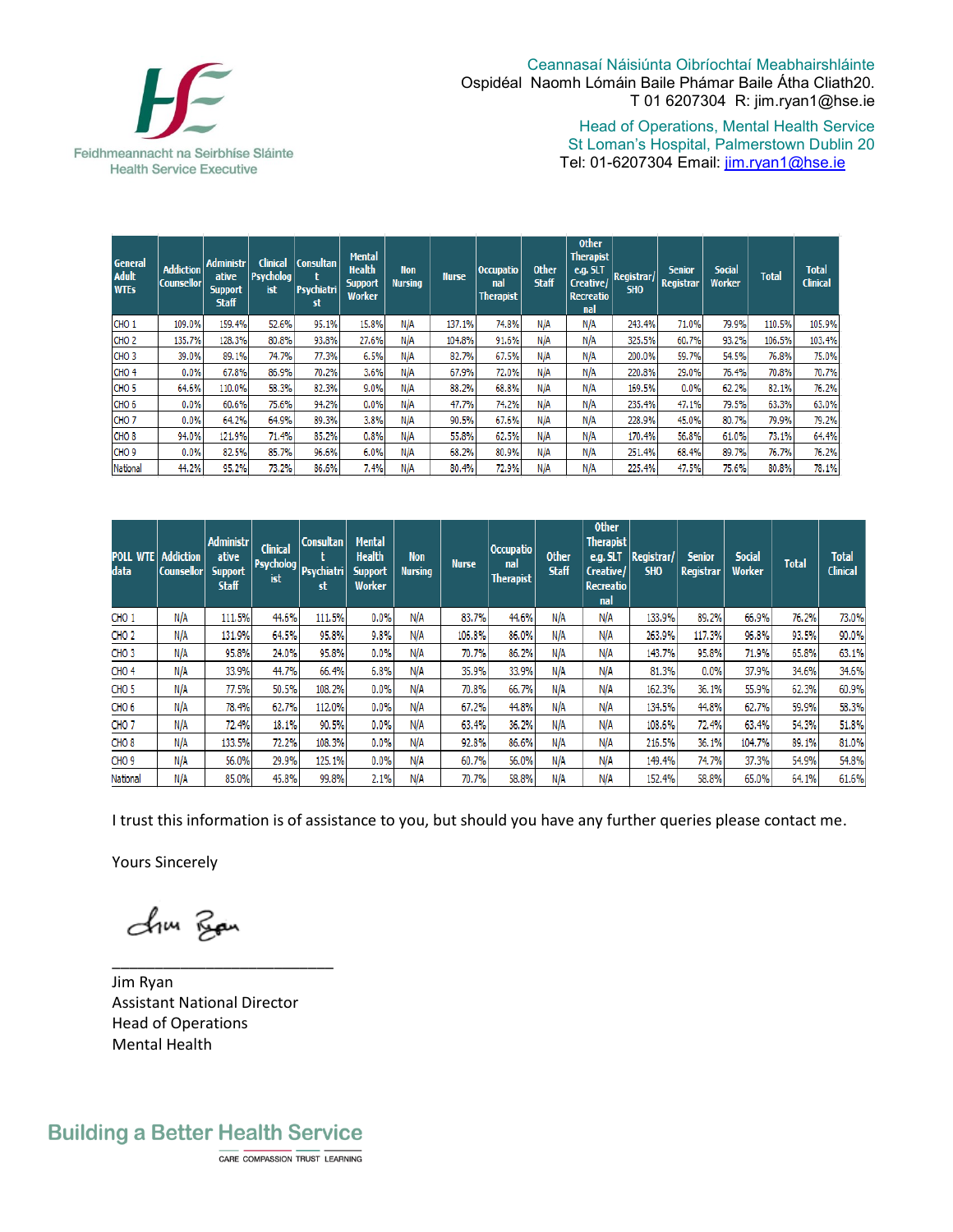Ceannasaí Náisiúnta Oibríochtaí Meabhairshláinte
Ospidéal Naomh Lómáin Baile Phámar Baile Átha Cliath20.
T 01 6207304 R: jim.ryan1@hse.ie

Head of Operations, Mental Health Service
St Loman's Hospital, Palmerstown Dublin 20
Tel: 01-6207304 Email: jim.ryan1@hse.ie

Feidhmeannacht na Seirbhíse Sláinte
Health Service Executive

| General Adult WTEs | Addiction Counsellor | Administrative Support Staff | Clinical Psychologist | Consultant Psychiatrist | Mental Health Support Worker | Non Nursing | Nurse | Occupational Therapist | Other Staff | Other Therapist e.g. SLT Creative/ Recreational | Registrar/ SHO | Senior Registrar | Social Worker | Total | Total Clinical |
|---|---|---|---|---|---|---|---|---|---|---|---|---|---|---|---|
| CHO 1 | 109.0% | 159.4% | 52.6% | 95.1% | 15.8% | N/A | 137.1% | 74.8% | N/A | N/A | 243.4% | 71.0% | 79.9% | 110.5% | 105.9% |
| CHO 2 | 135.7% | 128.3% | 80.8% | 93.8% | 27.6% | N/A | 104.8% | 91.6% | N/A | N/A | 325.5% | 60.7% | 93.2% | 106.5% | 103.4% |
| CHO 3 | 39.0% | 89.1% | 74.7% | 77.3% | 6.5% | N/A | 82.7% | 67.5% | N/A | N/A | 200.0% | 59.7% | 54.5% | 76.8% | 75.0% |
| CHO 4 | 0.0% | 67.8% | 86.9% | 70.2% | 3.6% | N/A | 67.9% | 72.0% | N/A | N/A | 220.8% | 29.0% | 76.4% | 70.8% | 70.7% |
| CHO 5 | 64.6% | 110.0% | 58.3% | 82.3% | 9.0% | N/A | 88.2% | 68.8% | N/A | N/A | 169.5% | 0.0% | 62.2% | 82.1% | 76.2% |
| CHO 6 | 0.0% | 60.6% | 75.6% | 94.2% | 0.0% | N/A | 47.7% | 74.2% | N/A | N/A | 235.4% | 47.1% | 79.5% | 63.3% | 63.0% |
| CHO 7 | 0.0% | 64.2% | 64.9% | 89.3% | 3.8% | N/A | 90.5% | 67.6% | N/A | N/A | 228.9% | 45.0% | 80.7% | 79.9% | 79.2% |
| CHO 8 | 94.0% | 121.9% | 71.4% | 85.2% | 0.8% | N/A | 55.8% | 62.5% | N/A | N/A | 170.4% | 56.8% | 61.0% | 73.1% | 64.4% |
| CHO 9 | 0.0% | 82.5% | 85.7% | 96.6% | 6.0% | N/A | 68.2% | 80.9% | N/A | N/A | 251.4% | 68.4% | 89.7% | 76.7% | 76.2% |
| National | 44.2% | 95.2% | 73.2% | 86.6% | 7.4% | N/A | 80.4% | 72.9% | N/A | N/A | 225.4% | 47.5% | 75.6% | 80.8% | 78.1% |

| POLL WTE data | Addiction Counsellor | Administrative Support Staff | Clinical Psychologist | Consultant Psychiatrist | Mental Health Support Worker | Non Nursing | Nurse | Occupational Therapist | Other Staff | Other Therapist e.g. SLT Creative/ Recreational | Registrar/ SHO | Senior Registrar | Social Worker | Total | Total Clinical |
|---|---|---|---|---|---|---|---|---|---|---|---|---|---|---|---|
| CHO 1 | N/A | 111.5% | 44.6% | 111.5% | 0.0% | N/A | 83.7% | 44.6% | N/A | N/A | 133.9% | 89.2% | 66.9% | 76.2% | 73.0% |
| CHO 2 | N/A | 131.9% | 64.5% | 95.8% | 9.8% | N/A | 106.8% | 86.0% | N/A | N/A | 263.9% | 117.3% | 96.8% | 93.5% | 90.0% |
| CHO 3 | N/A | 95.8% | 24.0% | 95.8% | 0.0% | N/A | 70.7% | 86.2% | N/A | N/A | 143.7% | 95.8% | 71.9% | 65.8% | 63.1% |
| CHO 4 | N/A | 33.9% | 44.7% | 66.4% | 6.8% | N/A | 35.9% | 33.9% | N/A | N/A | 81.3% | 0.0% | 37.9% | 34.6% | 34.5% |
| CHO 5 | N/A | 77.5% | 50.5% | 108.2% | 0.0% | N/A | 70.8% | 66.7% | N/A | N/A | 162.3% | 36.1% | 55.9% | 62.3% | 60.9% |
| CHO 6 | N/A | 78.4% | 62.7% | 112.0% | 0.0% | N/A | 67.2% | 44.8% | N/A | N/A | 134.5% | 44.8% | 62.7% | 59.9% | 58.3% |
| CHO 7 | N/A | 72.4% | 18.1% | 90.5% | 0.0% | N/A | 63.4% | 36.2% | N/A | N/A | 108.6% | 72.4% | 63.4% | 54.3% | 51.8% |
| CHO 8 | N/A | 133.5% | 72.2% | 108.3% | 0.0% | N/A | 92.8% | 86.6% | N/A | N/A | 216.5% | 36.1% | 104.7% | 89.1% | 81.0% |
| CHO 9 | N/A | 56.0% | 29.9% | 125.1% | 0.0% | N/A | 60.7% | 56.0% | N/A | N/A | 149.4% | 74.7% | 37.3% | 54.9% | 54.8% |
| National | N/A | 85.0% | 45.8% | 99.8% | 2.1% | N/A | 70.7% | 58.8% | N/A | N/A | 152.4% | 58.8% | 65.0% | 64.1% | 61.6% |

I trust this information is of assistance to you, but should you have any further queries please contact me.

Yours Sincerely

Jim Ryan

\_\_\_\_\_\_\_\_\_\_\_\_\_\_\_\_\_\_\_\_\_\_\_\_\_\_\_\_

Jim Ryan
Assistant National Director
Head of Operations
Mental Health

Building a Better Health Service
CARE COMPASSION TRUST LEARNING